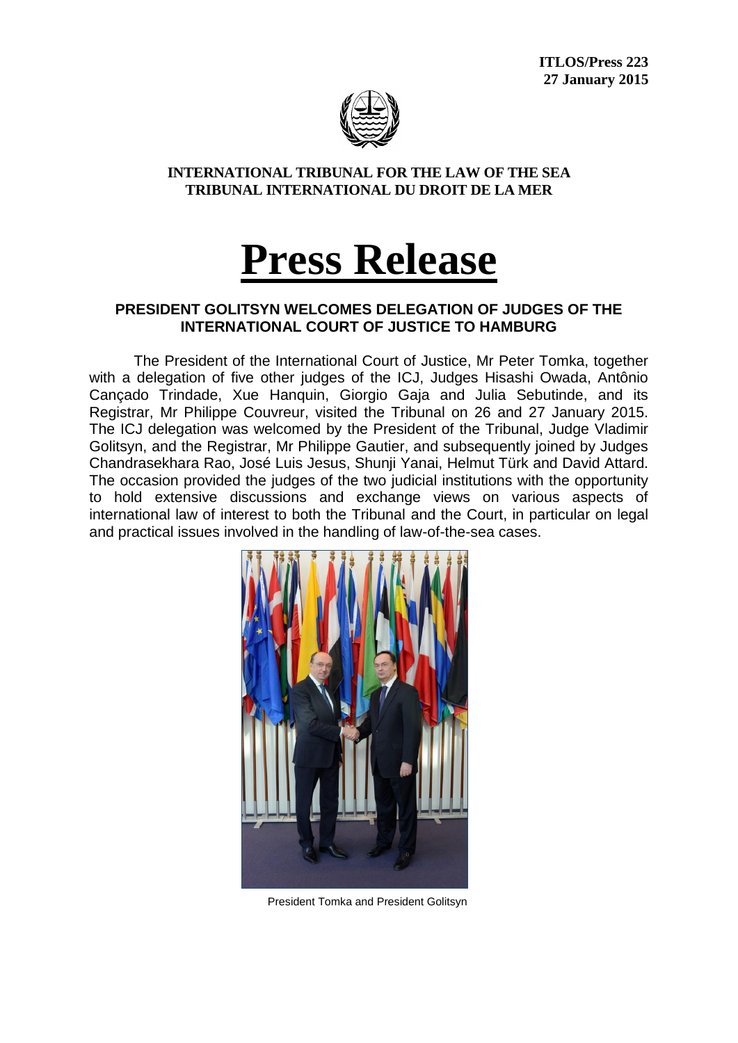**ITLOS/Press 223**
**27 January 2015**

**INTERNATIONAL TRIBUNAL FOR THE LAW OF THE SEA**
**TRIBUNAL INTERNATIONAL DU DROIT DE LA MER**

# Press Release

## PRESIDENT GOLITSYN WELCOMES DELEGATION OF JUDGES OF THE INTERNATIONAL COURT OF JUSTICE TO HAMBURG

The President of the International Court of Justice, Mr Peter Tomka, together with a delegation of five other judges of the ICJ, Judges Hisashi Owada, Antônio Cançado Trindade, Xue Hanquin, Giorgio Gaja and Julia Sebutinde, and its Registrar, Mr Philippe Couvreur, visited the Tribunal on 26 and 27 January 2015. The ICJ delegation was welcomed by the President of the Tribunal, Judge Vladimir Golitsyn, and the Registrar, Mr Philippe Gautier, and subsequently joined by Judges Chandrasekhara Rao, José Luis Jesus, Shunji Yanai, Helmut Türk and David Attard. The occasion provided the judges of the two judicial institutions with the opportunity to hold extensive discussions and exchange views on various aspects of international law of interest to both the Tribunal and the Court, in particular on legal and practical issues involved in the handling of law-of-the-sea cases.

President Tomka and President Golitsyn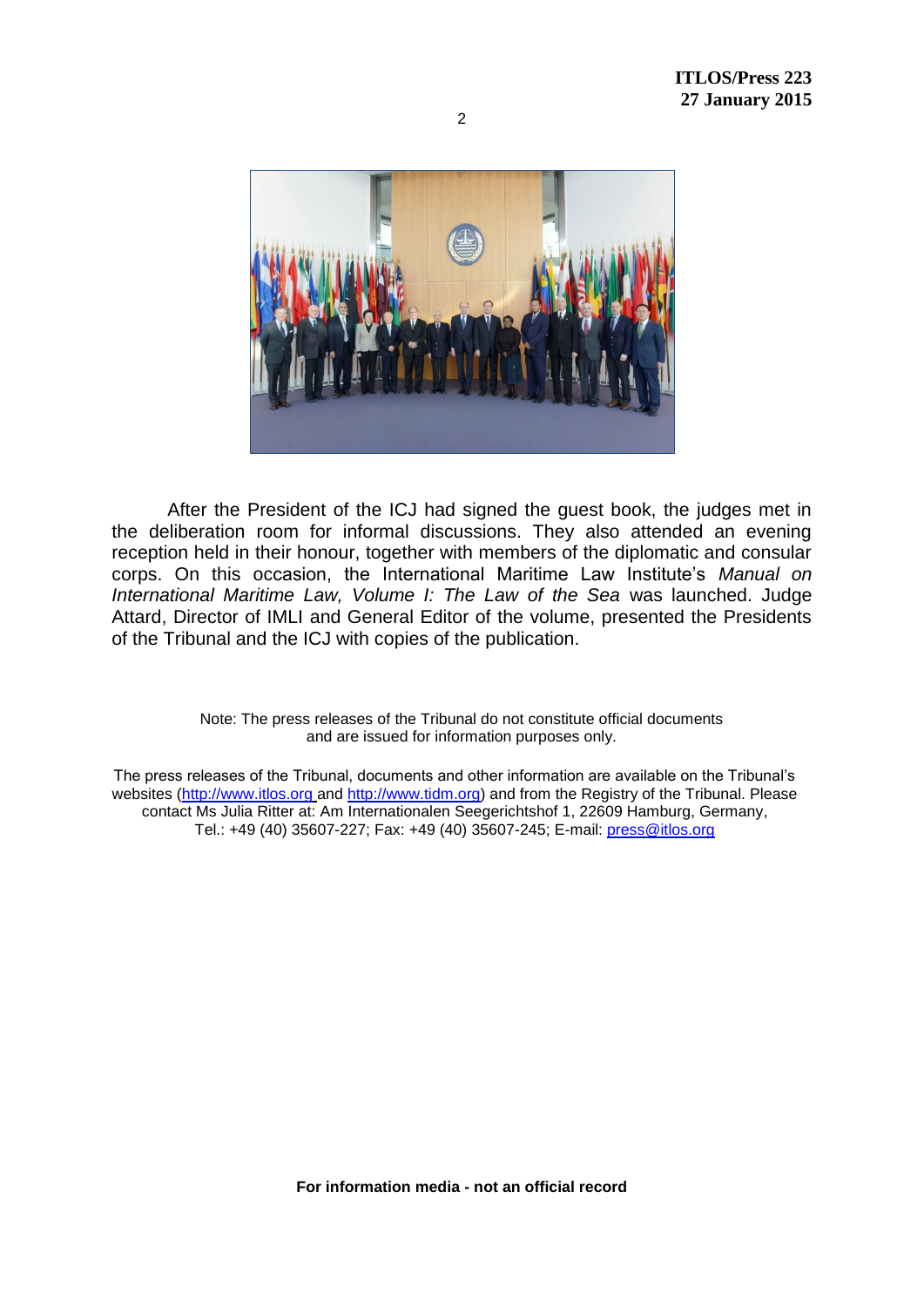After the President of the ICJ had signed the guest book, the judges met in the deliberation room for informal discussions. They also attended an evening reception held in their honour, together with members of the diplomatic and consular corps. On this occasion, the International Maritime Law Institute's *Manual on International Maritime Law, Volume I: The Law of the Sea* was launched. Judge Attard, Director of IMLI and General Editor of the volume, presented the Presidents of the Tribunal and the ICJ with copies of the publication.

Note: The press releases of the Tribunal do not constitute official documents and are issued for information purposes only.

The press releases of the Tribunal, documents and other information are available on the Tribunal's websites (http://www.itlos.org and http://www.tidm.org) and from the Registry of the Tribunal. Please contact Ms Julia Ritter at: Am Internationalen Seegerichtshof 1, 22609 Hamburg, Germany, Tel.: +49 (40) 35607-227; Fax: +49 (40) 35607-245; E-mail: press@itlos.org

**For information media - not an official record**